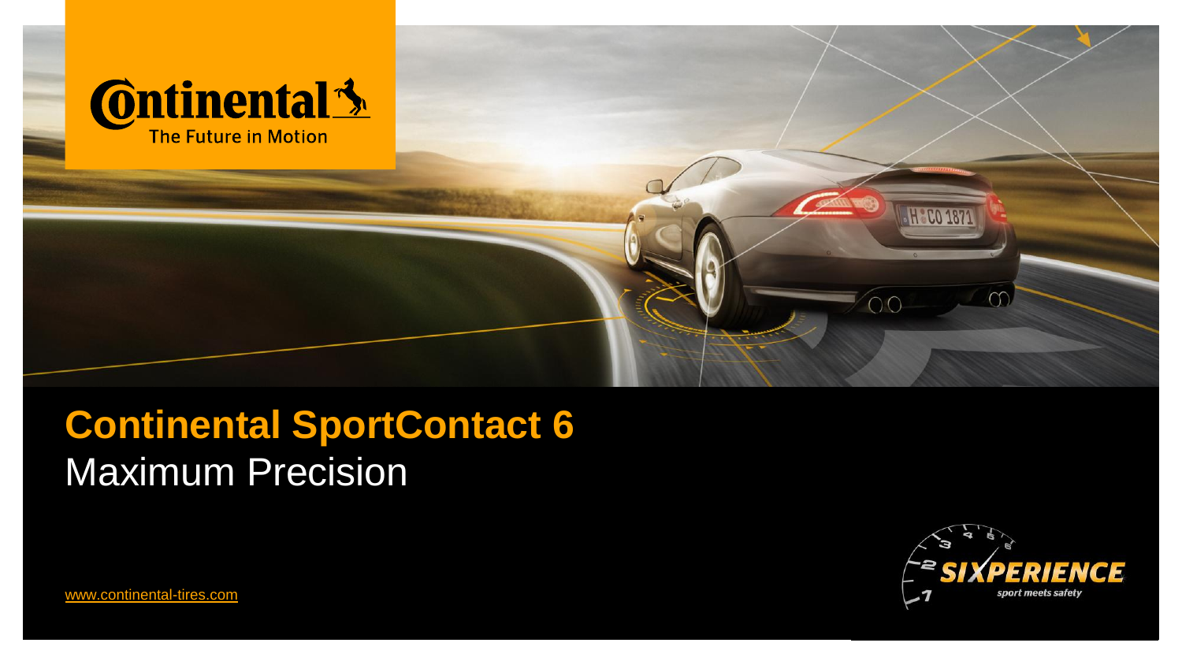Continental
The Future in Motion

# Continental SportContact 6

## Maximum Precision

SIXPERIENCE
sport meets safety

www.continental-tires.com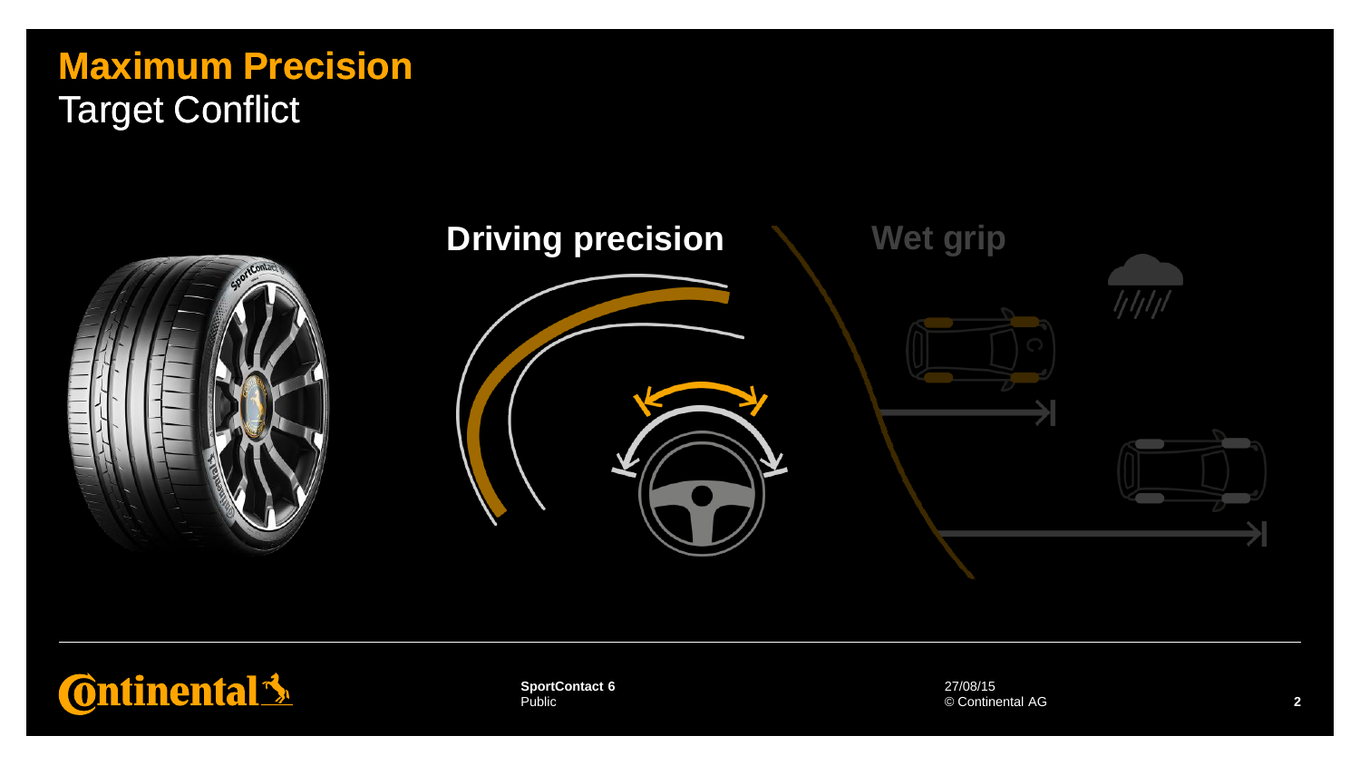# Maximum Precision

Target Conflict

**Driving precision**

**Wet grip**

**SportContact 6**
Public

27/08/15
© Continental AG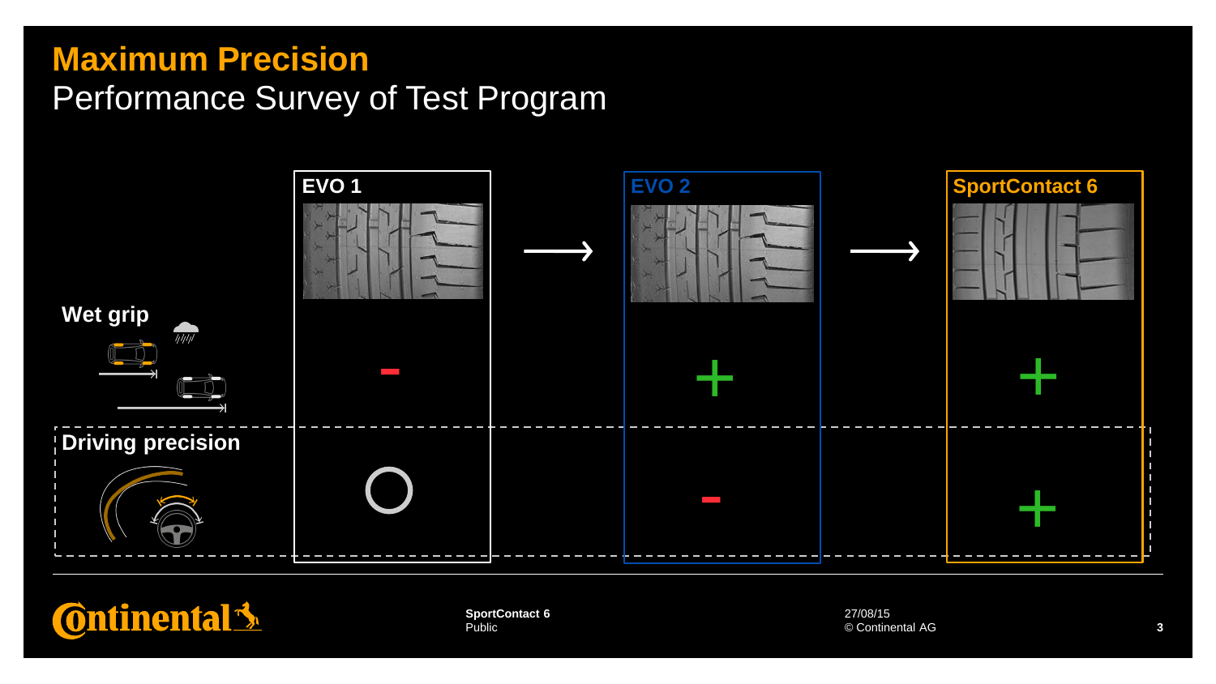# Maximum Precision

## Performance Survey of Test Program

| | EVO 1 | EVO 2 | SportContact 6 |
|---|---|---|---|
| **Wet grip** | - | + | + |
| **Driving precision** | O | - | + |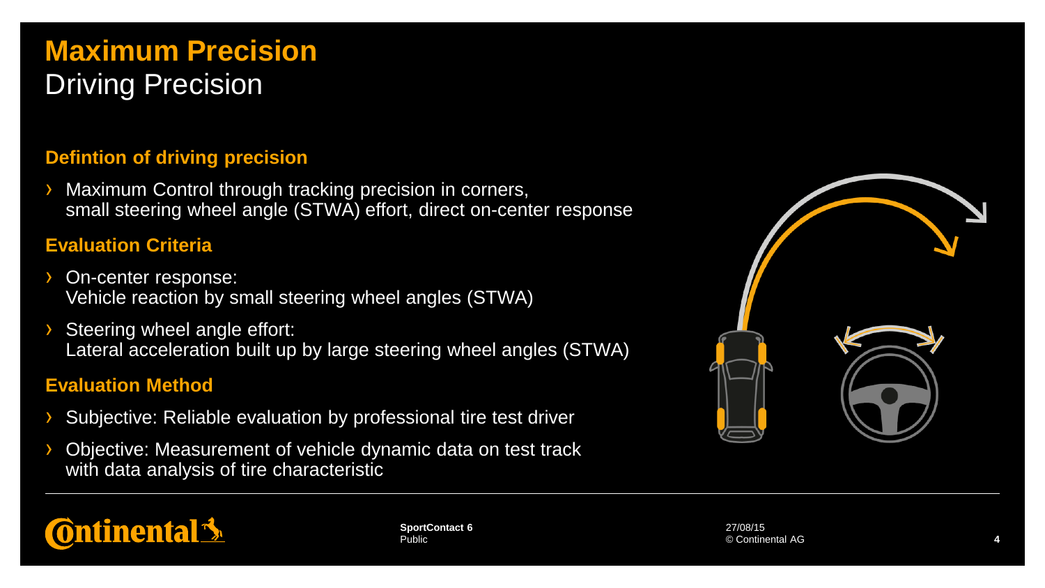# Maximum Precision

## Driving Precision

### Defintion of driving precision

- Maximum Control through tracking precision in corners, small steering wheel angle (STWA) effort, direct on-center response

### Evaluation Criteria

- On-center response: Vehicle reaction by small steering wheel angles (STWA)
- Steering wheel angle effort: Lateral acceleration built up by large steering wheel angles (STWA)

### Evaluation Method

- Subjective: Reliable evaluation by professional tire test driver
- Objective: Measurement of vehicle dynamic data on test track with data analysis of tire characteristic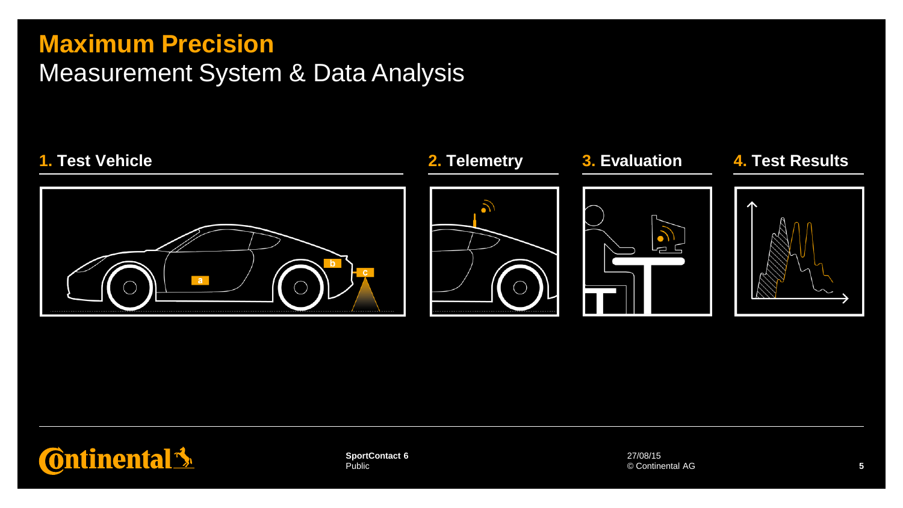# Maximum Precision

## Measurement System & Data Analysis

### 1. Test Vehicle

a

b

c

### 2. Telemetry

### 3. Evaluation

### 4. Test Results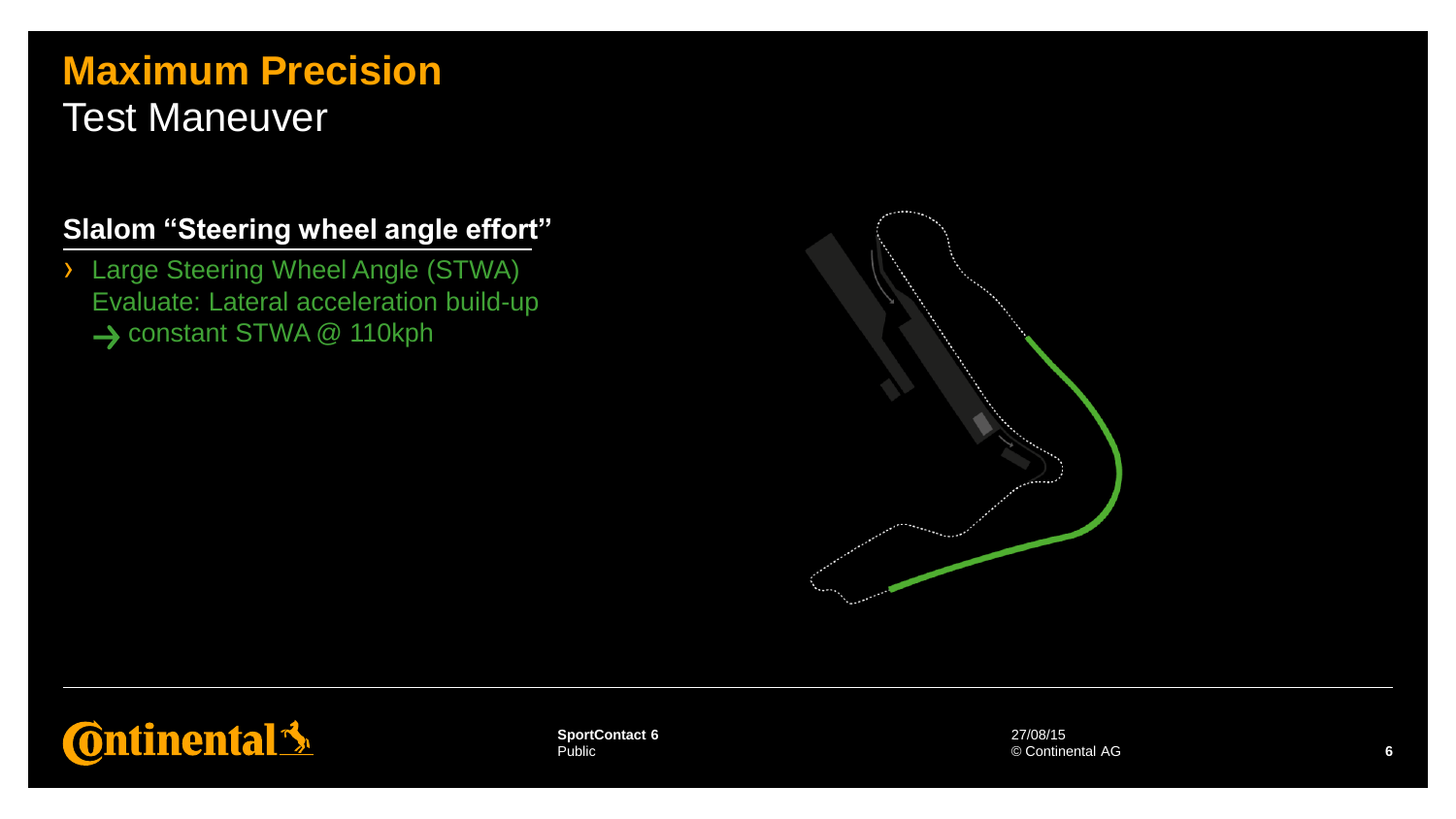# Maximum Precision
## Test Maneuver

### Slalom "Steering wheel angle effort"

- Large Steering Wheel Angle (STWA)
  Evaluate: Lateral acceleration build-up
  → constant STWA @ 110kph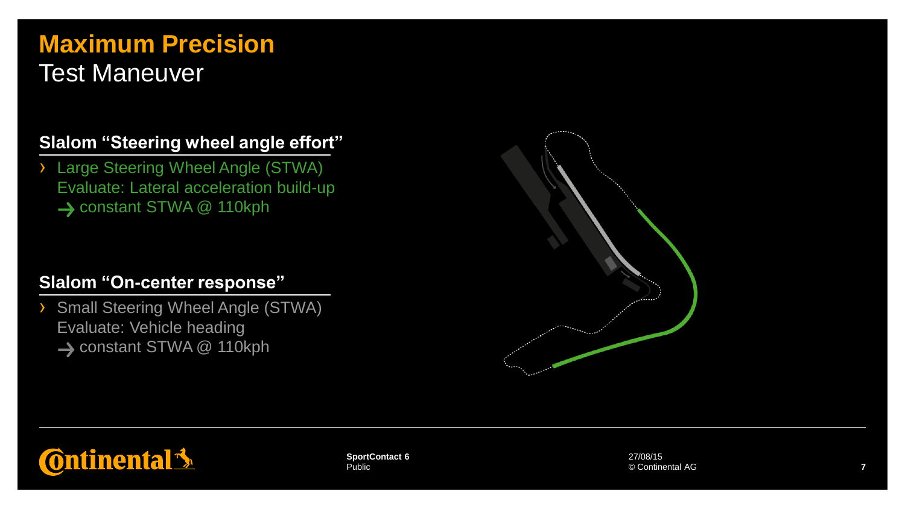# Maximum Precision

## Test Maneuver

### Slalom "Steering wheel angle effort"

- Large Steering Wheel Angle (STWA)
  Evaluate: Lateral acceleration build-up
  → constant STWA @ 110kph

### Slalom "On-center response"

- Small Steering Wheel Angle (STWA)
  Evaluate: Vehicle heading
  → constant STWA @ 110kph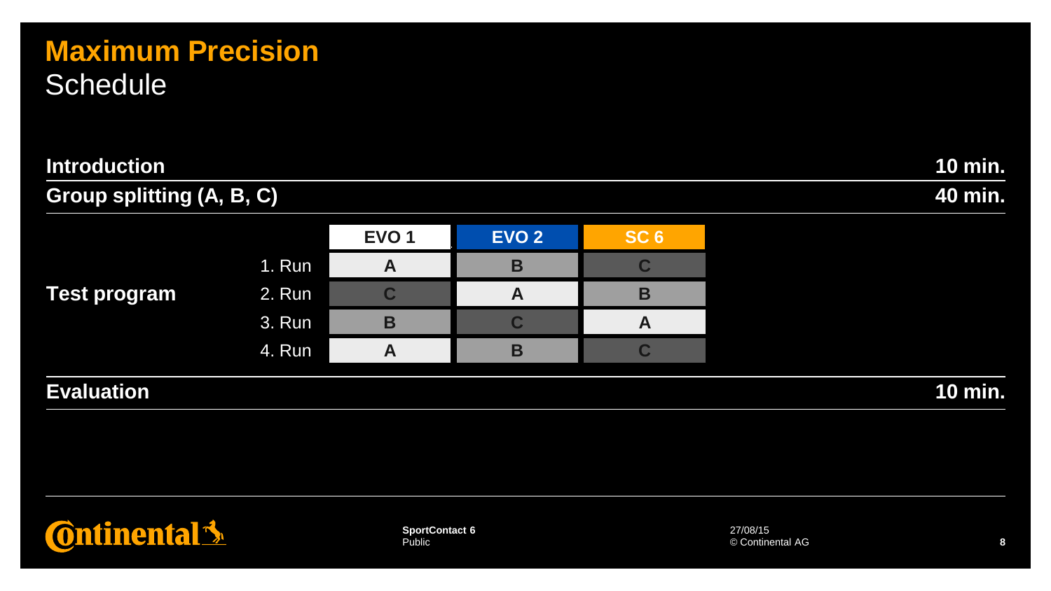# Maximum Precision

## Schedule

| | | |
|---|---|---|
| **Introduction** | | **10 min.** |
| **Group splitting (A, B, C)** | | **40 min.** |

**Test program**

| | EVO 1 | EVO 2 | SC 6 |
|---|---|---|---|
| 1. Run | A | B | C |
| 2. Run | C | A | B |
| 3. Run | B | C | A |
| 4. Run | A | B | C |

| | | |
|---|---|---|
| **Evaluation** | | **10 min.** |

**SportContact 6**
Public

27/08/15
© Continental AG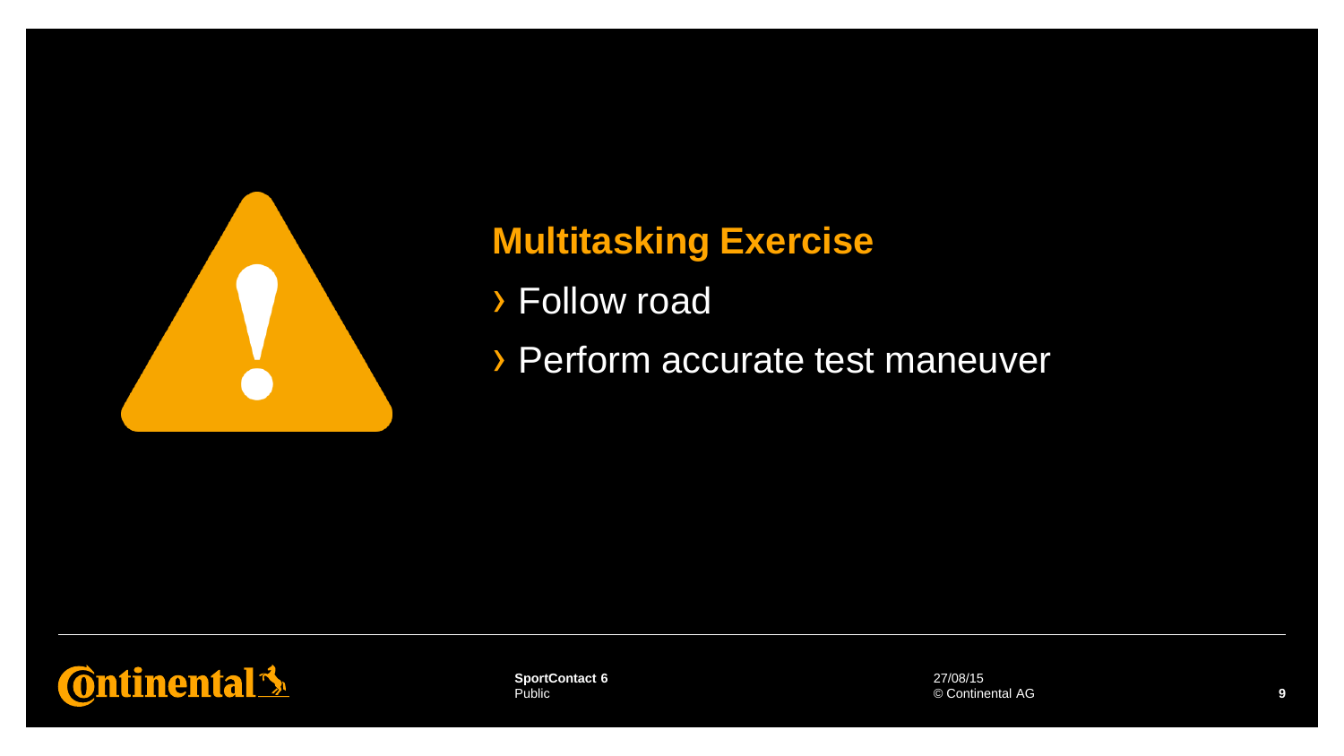## Multitasking Exercise

- Follow road
- Perform accurate test maneuver